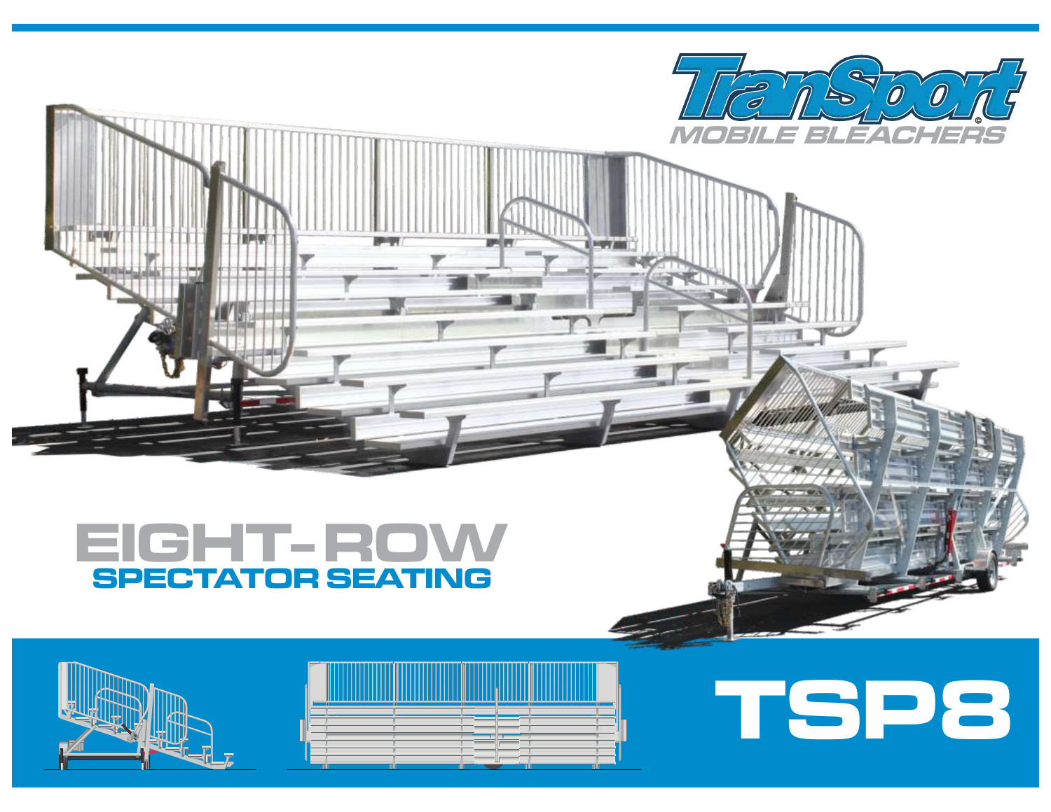# TranSport©

MOBILE BLEACHERS

## EIGHT-ROW

### SPECTATOR SEATING

# TSP8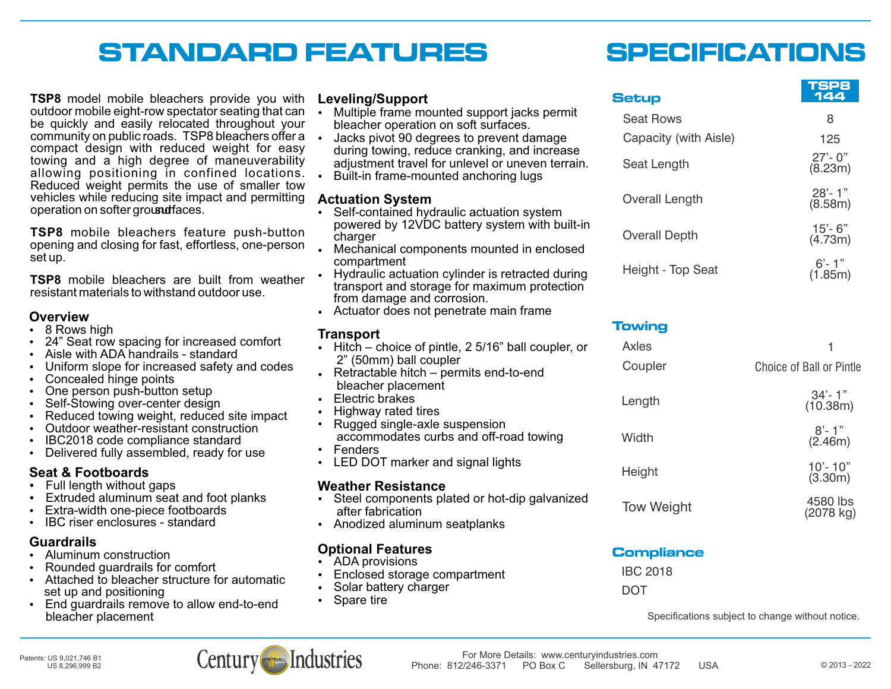# STANDARD FEATURES

**TSP8** model mobile bleachers provide you with outdoor mobile eight-row spectator seating that can be quickly and easily relocated throughout your community on public roads. TSP8 bleachers offer a compact design with reduced weight for easy towing and a high degree of maneuverability allowing positioning in confined locations. Reduced weight permits the use of smaller tow vehicles while reducing site impact and permitting operation on softer ground surfaces.

**TSP8** mobile bleachers feature push-button opening and closing for fast, effortless, one-person set up.

**TSP8** mobile bleachers are built from weather resistant materials to withstand outdoor use.

### Overview

- 8 Rows high
- 24" Seat row spacing for increased comfort
- Aisle with ADA handrails - standard
- Uniform slope for increased safety and codes
- Concealed hinge points
- One person push-button setup
- Self-Stowing over-center design
- Reduced towing weight, reduced site impact
- Outdoor weather-resistant construction
- IBC2018 code compliance standard
- Delivered fully assembled, ready for use

### Seat & Footboards

- Full length without gaps
- Extruded aluminum seat and foot planks
- Extra-width one-piece footboards
- IBC riser enclosures - standard

### Guardrails

- Aluminum construction
- Rounded guardrails for comfort
- Attached to bleacher structure for automatic set up and positioning
- End guardrails remove to allow end-to-end bleacher placement

### Leveling/Support

- Multiple frame mounted support jacks permit bleacher operation on soft surfaces.
- Jacks pivot 90 degrees to prevent damage during towing, reduce cranking, and increase adjustment travel for unlevel or uneven terrain.
- Built-in frame-mounted anchoring lugs

### Actuation System

- Self-contained hydraulic actuation system powered by 12VDC battery system with built-in charger
- Mechanical components mounted in enclosed compartment
- Hydraulic actuation cylinder is retracted during transport and storage for maximum protection from damage and corrosion.
- Actuator does not penetrate main frame

### Transport

- Hitch – choice of pintle, 2 5/16" ball coupler, or 2" (50mm) ball coupler
- Retractable hitch – permits end-to-end bleacher placement
- Electric brakes
- Highway rated tires
- Rugged single-axle suspension accommodates curbs and off-road towing
- Fenders
- LED DOT marker and signal lights

### Weather Resistance

- Steel components plated or hot-dip galvanized after fabrication
- Anodized aluminum seatplanks

### Optional Features

- ADA provisions
- Enclosed storage compartment
- Solar battery charger
- Spare tire

# SPECIFICATIONS

| Setup | TSP8 144 |
|---|---|
| Seat Rows | 8 |
| Capacity (with Aisle) | 125 |
| Seat Length | 27'- 0" (8.23m) |
| Overall Length | 28'- 1" (8.58m) |
| Overall Depth | 15'- 6" (4.73m) |
| Height - Top Seat | 6'- 1" (1.85m) |

| Towing | |
|---|---|
| Axles | 1 |
| Coupler | Choice of Ball or Pintle |
| Length | 34'- 1" (10.38m) |
| Width | 8'- 1" (2.46m) |
| Height | 10'- 10" (3.30m) |
| Tow Weight | 4580 lbs (2078 kg) |

### Compliance

IBC 2018

DOT

Specifications subject to change without notice.

Patents: US 9,021,746 B1
US 8,296,999 B2

Century Industries

For More Details: www.centuryindustries.com
Phone: 812/246-3371 PO Box C Sellersburg, IN 47172 USA

© 2013 - 2022